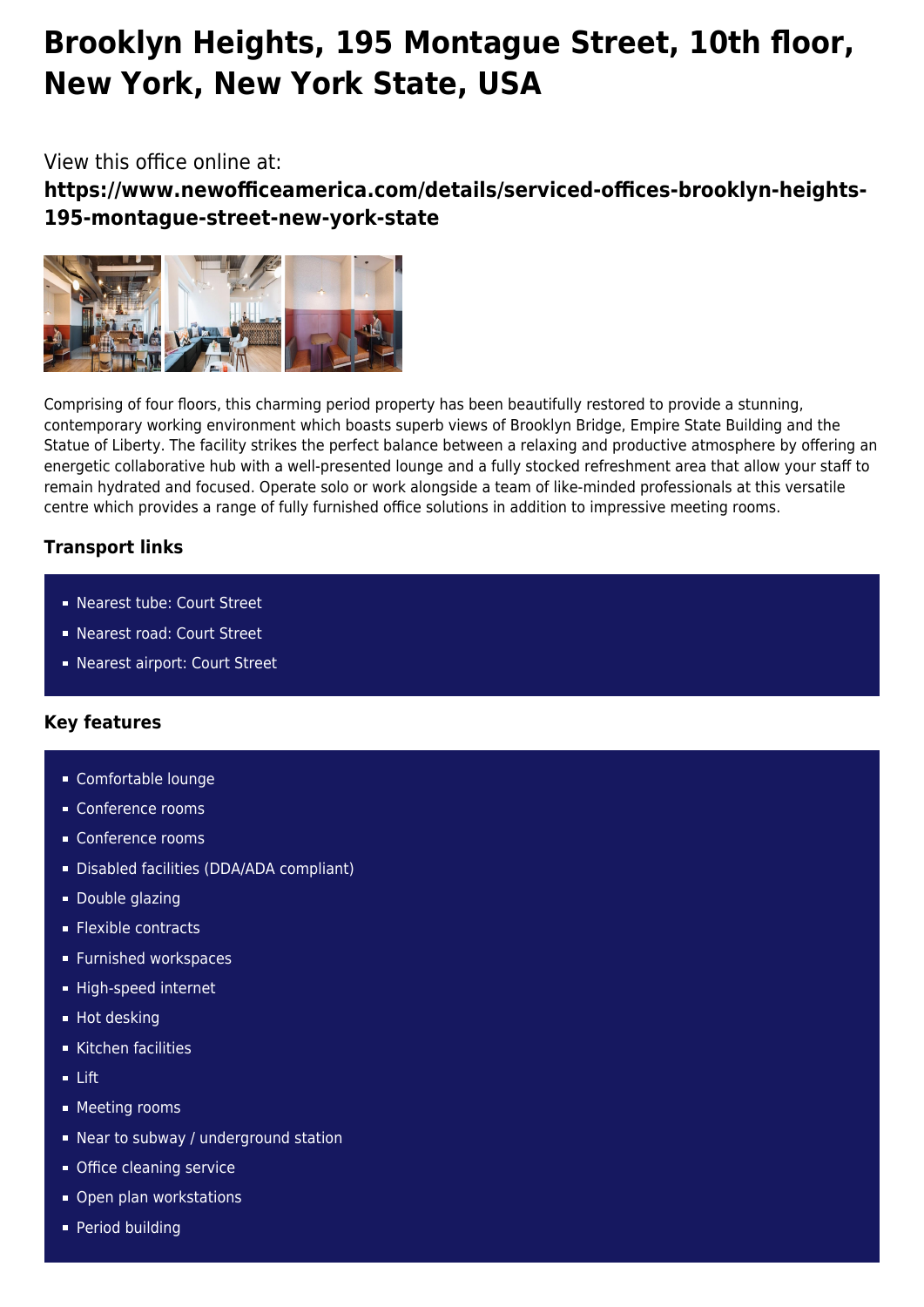# Brooklyn Heights, 195 Montague Street, 10th floor, New York, New York State, USA

View this office online at:

**https://www.newofficeamerica.com/details/serviced-offices-brooklyn-heights-195-montague-street-new-york-state**

Comprising of four floors, this charming period property has been beautifully restored to provide a stunning, contemporary working environment which boasts superb views of Brooklyn Bridge, Empire State Building and the Statue of Liberty. The facility strikes the perfect balance between a relaxing and productive atmosphere by offering an energetic collaborative hub with a well-presented lounge and a fully stocked refreshment area that allow your staff to remain hydrated and focused. Operate solo or work alongside a team of like-minded professionals at this versatile centre which provides a range of fully furnished office solutions in addition to impressive meeting rooms.

### Transport links

- Nearest tube: Court Street
- Nearest road: Court Street
- Nearest airport: Court Street

### Key features

- Comfortable lounge
- Conference rooms
- Conference rooms
- Disabled facilities (DDA/ADA compliant)
- Double glazing
- Flexible contracts
- Furnished workspaces
- High-speed internet
- Hot desking
- Kitchen facilities
- Lift
- Meeting rooms
- Near to subway / underground station
- Office cleaning service
- Open plan workstations
- Period building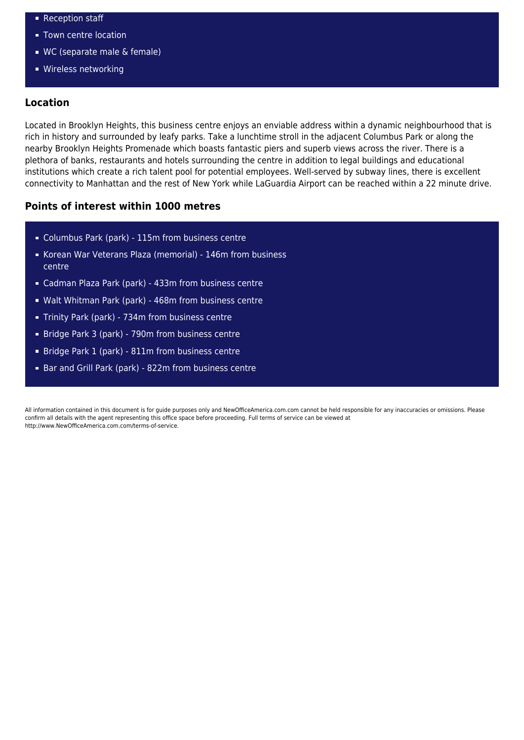- Reception staff
- Town centre location
- WC (separate male & female)
- Wireless networking

## Location

Located in Brooklyn Heights, this business centre enjoys an enviable address within a dynamic neighbourhood that is rich in history and surrounded by leafy parks. Take a lunchtime stroll in the adjacent Columbus Park or along the nearby Brooklyn Heights Promenade which boasts fantastic piers and superb views across the river. There is a plethora of banks, restaurants and hotels surrounding the centre in addition to legal buildings and educational institutions which create a rich talent pool for potential employees. Well-served by subway lines, there is excellent connectivity to Manhattan and the rest of New York while LaGuardia Airport can be reached within a 22 minute drive.

## Points of interest within 1000 metres

- Columbus Park (park) - 115m from business centre
- Korean War Veterans Plaza (memorial) - 146m from business centre
- Cadman Plaza Park (park) - 433m from business centre
- Walt Whitman Park (park) - 468m from business centre
- Trinity Park (park) - 734m from business centre
- Bridge Park 3 (park) - 790m from business centre
- Bridge Park 1 (park) - 811m from business centre
- Bar and Grill Park (park) - 822m from business centre

All information contained in this document is for guide purposes only and NewOfficeAmerica.com.com cannot be held responsible for any inaccuracies or omissions. Please confirm all details with the agent representing this office space before proceeding. Full terms of service can be viewed at http://www.NewOfficeAmerica.com.com/terms-of-service.